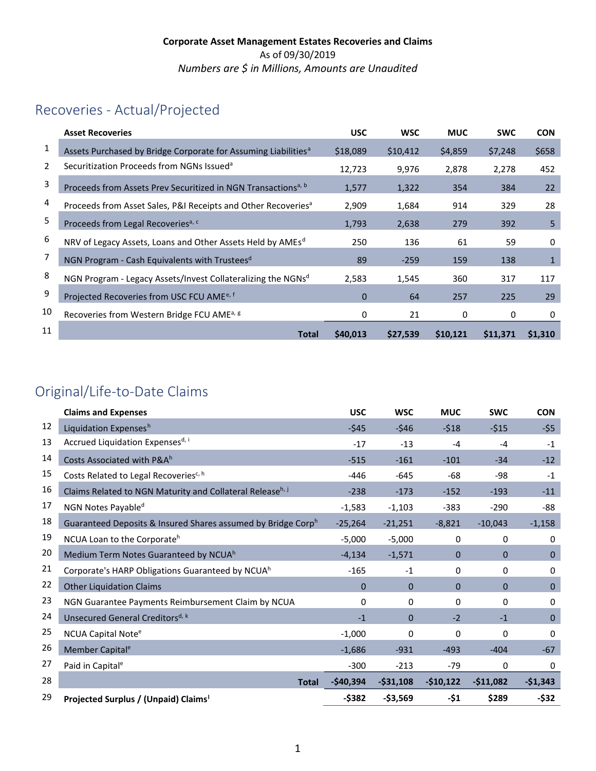**Corporate Asset Management Estates Recoveries and Claims**
As of 09/30/2019
*Numbers are $ in Millions, Amounts are Unaudited*

## Recoveries - Actual/Projected

| | Asset Recoveries | USC | WSC | MUC | SWC | CON |
|---|---|---|---|---|---|---|
| 1 | Assets Purchased by Bridge Corporate for Assuming Liabilities[a] | $18,089 | $10,412 | $4,859 | $7,248 | $658 |
| 2 | Securitization Proceeds from NGNs Issued[a] | 12,723 | 9,976 | 2,878 | 2,278 | 452 |
| 3 | Proceeds from Assets Prev Securitized in NGN Transactions[a, b] | 1,577 | 1,322 | 354 | 384 | 22 |
| 4 | Proceeds from Asset Sales, P&I Receipts and Other Recoveries[a] | 2,909 | 1,684 | 914 | 329 | 28 |
| 5 | Proceeds from Legal Recoveries[a, c] | 1,793 | 2,638 | 279 | 392 | 5 |
| 6 | NRV of Legacy Assets, Loans and Other Assets Held by AMEs[d] | 250 | 136 | 61 | 59 | 0 |
| 7 | NGN Program - Cash Equivalents with Trustees[d] | 89 | -259 | 159 | 138 | 1 |
| 8 | NGN Program - Legacy Assets/Invest Collateralizing the NGNs[d] | 2,583 | 1,545 | 360 | 317 | 117 |
| 9 | Projected Recoveries from USC FCU AME[e, f] | 0 | 64 | 257 | 225 | 29 |
| 10 | Recoveries from Western Bridge FCU AME[a, g] | 0 | 21 | 0 | 0 | 0 |
| 11 | **Total** | **$40,013** | **$27,539** | **$10,121** | **$11,371** | **$1,310** |

## Original/Life-to-Date Claims

| | Claims and Expenses | USC | WSC | MUC | SWC | CON |
|---|---|---|---|---|---|---|
| 12 | Liquidation Expenses[h] | -$45 | -$46 | -$18 | -$15 | -$5 |
| 13 | Accrued Liquidation Expenses[d, i] | -17 | -13 | -4 | -4 | -1 |
| 14 | Costs Associated with P&A[h] | -515 | -161 | -101 | -34 | -12 |
| 15 | Costs Related to Legal Recoveries[c, h] | -446 | -645 | -68 | -98 | -1 |
| 16 | Claims Related to NGN Maturity and Collateral Release[h, j] | -238 | -173 | -152 | -193 | -11 |
| 17 | NGN Notes Payable[d] | -1,583 | -1,103 | -383 | -290 | -88 |
| 18 | Guaranteed Deposits & Insured Shares assumed by Bridge Corp[h] | -25,264 | -21,251 | -8,821 | -10,043 | -1,158 |
| 19 | NCUA Loan to the Corporate[h] | -5,000 | -5,000 | 0 | 0 | 0 |
| 20 | Medium Term Notes Guaranteed by NCUA[h] | -4,134 | -1,571 | 0 | 0 | 0 |
| 21 | Corporate's HARP Obligations Guaranteed by NCUA[h] | -165 | -1 | 0 | 0 | 0 |
| 22 | Other Liquidation Claims | 0 | 0 | 0 | 0 | 0 |
| 23 | NGN Guarantee Payments Reimbursement Claim by NCUA | 0 | 0 | 0 | 0 | 0 |
| 24 | Unsecured General Creditors[d, k] | -1 | 0 | -2 | -1 | 0 |
| 25 | NCUA Capital Note[e] | -1,000 | 0 | 0 | 0 | 0 |
| 26 | Member Capital[e] | -1,686 | -931 | -493 | -404 | -67 |
| 27 | Paid in Capital[e] | -300 | -213 | -79 | 0 | 0 |
| 28 | **Total** | **-$40,394** | **-$31,108** | **-$10,122** | **-$11,082** | **-$1,343** |
| 29 | **Projected Surplus / (Unpaid) Claims[l]** | **-$382** | **-$3,569** | **-$1** | **$289** | **-$32** |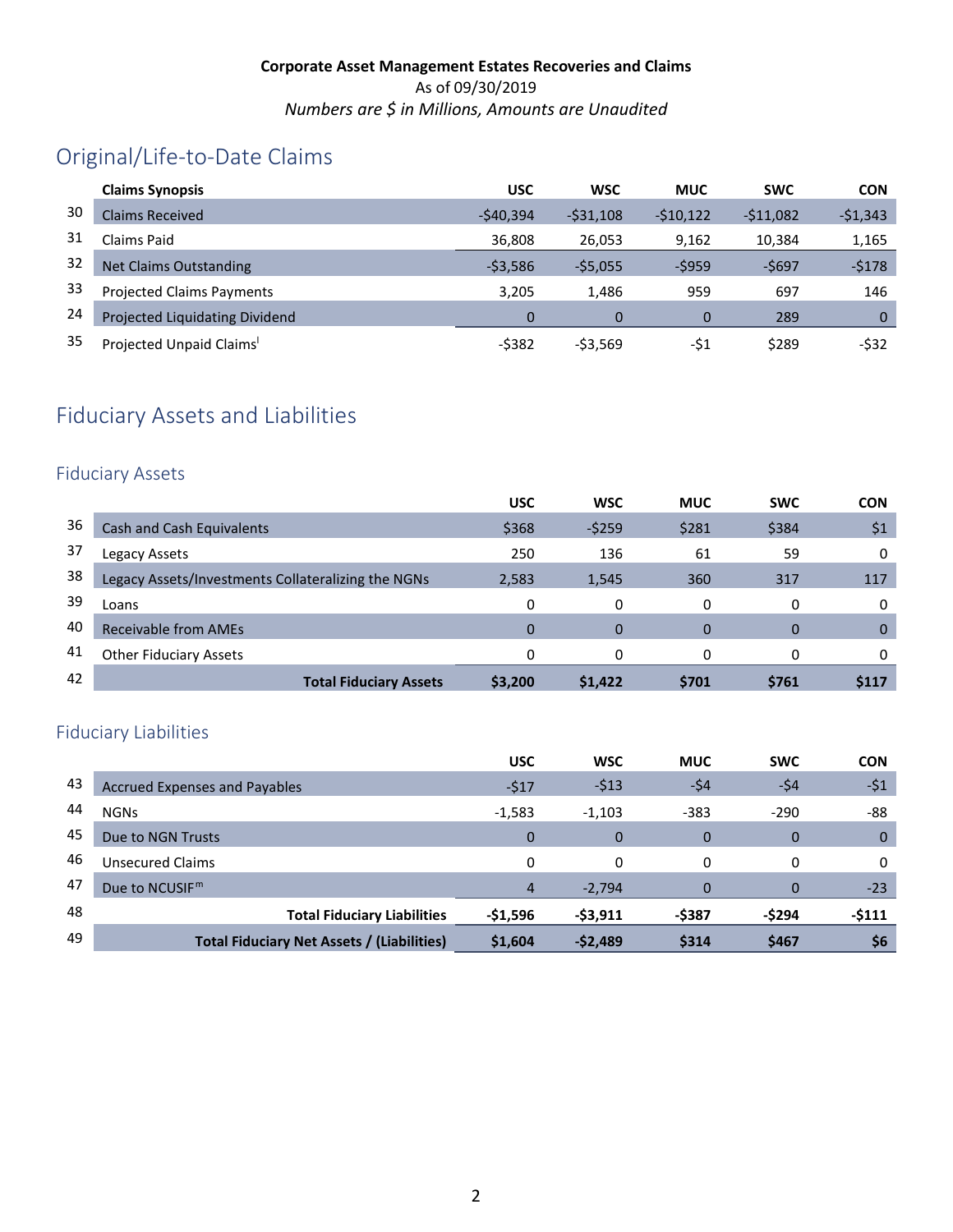**Corporate Asset Management Estates Recoveries and Claims**
As of 09/30/2019
*Numbers are $ in Millions, Amounts are Unaudited*

# Original/Life-to-Date Claims

| | Claims Synopsis | USC | WSC | MUC | SWC | CON |
|---|---|---|---|---|---|---|
| 30 | Claims Received | -$40,394 | -$31,108 | -$10,122 | -$11,082 | -$1,343 |
| 31 | Claims Paid | 36,808 | 26,053 | 9,162 | 10,384 | 1,165 |
| 32 | Net Claims Outstanding | -$3,586 | -$5,055 | -$959 | -$697 | -$178 |
| 33 | Projected Claims Payments | 3,205 | 1,486 | 959 | 697 | 146 |
| 24 | Projected Liquidating Dividend | 0 | 0 | 0 | 289 | 0 |
| 35 | Projected Unpaid Claims[l] | -$382 | -$3,569 | -$1 | $289 | -$32 |

# Fiduciary Assets and Liabilities

## Fiduciary Assets

| | | USC | WSC | MUC | SWC | CON |
|---|---|---|---|---|---|---|
| 36 | Cash and Cash Equivalents | $368 | -$259 | $281 | $384 | $1 |
| 37 | Legacy Assets | 250 | 136 | 61 | 59 | 0 |
| 38 | Legacy Assets/Investments Collateralizing the NGNs | 2,583 | 1,545 | 360 | 317 | 117 |
| 39 | Loans | 0 | 0 | 0 | 0 | 0 |
| 40 | Receivable from AMEs | 0 | 0 | 0 | 0 | 0 |
| 41 | Other Fiduciary Assets | 0 | 0 | 0 | 0 | 0 |
| 42 | **Total Fiduciary Assets** | **$3,200** | **$1,422** | **$701** | **$761** | **$117** |

## Fiduciary Liabilities

| | | USC | WSC | MUC | SWC | CON |
|---|---|---|---|---|---|---|
| 43 | Accrued Expenses and Payables | -$17 | -$13 | -$4 | -$4 | -$1 |
| 44 | NGNs | -1,583 | -1,103 | -383 | -290 | -88 |
| 45 | Due to NGN Trusts | 0 | 0 | 0 | 0 | 0 |
| 46 | Unsecured Claims | 0 | 0 | 0 | 0 | 0 |
| 47 | Due to NCUSIF[m] | 4 | -2,794 | 0 | 0 | -23 |
| 48 | **Total Fiduciary Liabilities** | **-$1,596** | **-$3,911** | **-$387** | **-$294** | **-$111** |
| 49 | **Total Fiduciary Net Assets / (Liabilities)** | **$1,604** | **-$2,489** | **$314** | **$467** | **$6** |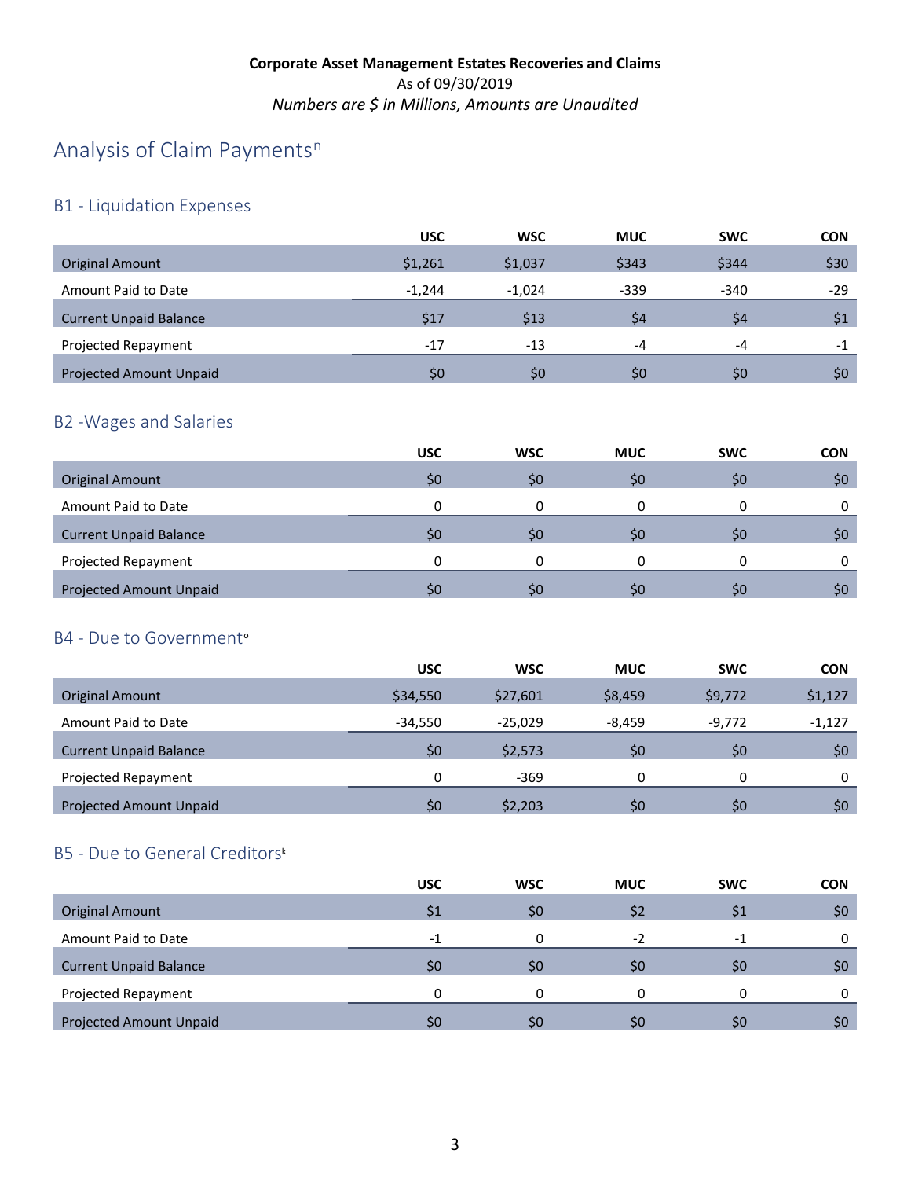**Corporate Asset Management Estates Recoveries and Claims**
As of 09/30/2019
*Numbers are $ in Millions, Amounts are Unaudited*

# Analysis of Claim Payments[n]

## B1 - Liquidation Expenses

| | USC | WSC | MUC | SWC | CON |
|---|---|---|---|---|---|
| Original Amount | $1,261 | $1,037 | $343 | $344 | $30 |
| Amount Paid to Date | -1,244 | -1,024 | -339 | -340 | -29 |
| Current Unpaid Balance | $17 | $13 | $4 | $4 | $1 |
| Projected Repayment | -17 | -13 | -4 | -4 | -1 |
| Projected Amount Unpaid | $0 | $0 | $0 | $0 | $0 |

## B2 -Wages and Salaries

| | USC | WSC | MUC | SWC | CON |
|---|---|---|---|---|---|
| Original Amount | $0 | $0 | $0 | $0 | $0 |
| Amount Paid to Date | 0 | 0 | 0 | 0 | 0 |
| Current Unpaid Balance | $0 | $0 | $0 | $0 | $0 |
| Projected Repayment | 0 | 0 | 0 | 0 | 0 |
| Projected Amount Unpaid | $0 | $0 | $0 | $0 | $0 |

## B4 - Due to Government[o]

| | USC | WSC | MUC | SWC | CON |
|---|---|---|---|---|---|
| Original Amount | $34,550 | $27,601 | $8,459 | $9,772 | $1,127 |
| Amount Paid to Date | -34,550 | -25,029 | -8,459 | -9,772 | -1,127 |
| Current Unpaid Balance | $0 | $2,573 | $0 | $0 | $0 |
| Projected Repayment | 0 | -369 | 0 | 0 | 0 |
| Projected Amount Unpaid | $0 | $2,203 | $0 | $0 | $0 |

## B5 - Due to General Creditors[k]

| | USC | WSC | MUC | SWC | CON |
|---|---|---|---|---|---|
| Original Amount | $1 | $0 | $2 | $1 | $0 |
| Amount Paid to Date | -1 | 0 | -2 | -1 | 0 |
| Current Unpaid Balance | $0 | $0 | $0 | $0 | $0 |
| Projected Repayment | 0 | 0 | 0 | 0 | 0 |
| Projected Amount Unpaid | $0 | $0 | $0 | $0 | $0 |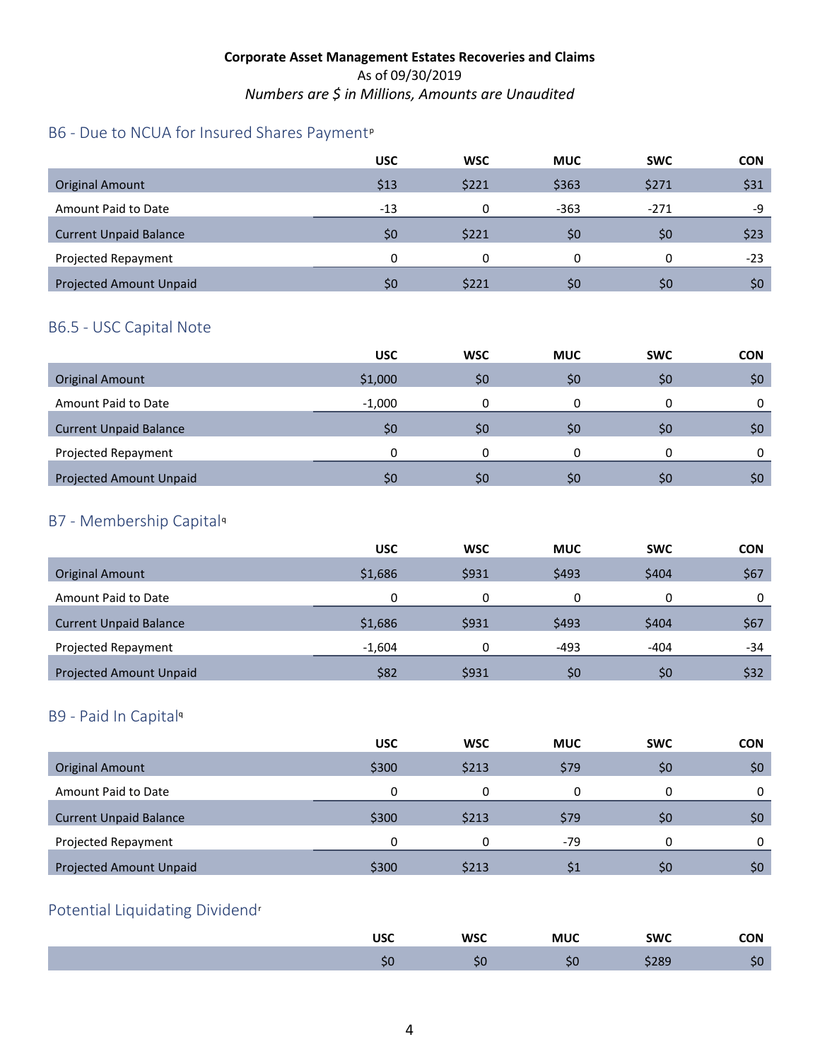**Corporate Asset Management Estates Recoveries and Claims**
As of 09/30/2019
*Numbers are $ in Millions, Amounts are Unaudited*

## B6 - Due to NCUA for Insured Shares Payment[p]

| | USC | WSC | MUC | SWC | CON |
|---|---|---|---|---|---|
| Original Amount | $13 | $221 | $363 | $271 | $31 |
| Amount Paid to Date | -13 | 0 | -363 | -271 | -9 |
| Current Unpaid Balance | $0 | $221 | $0 | $0 | $23 |
| Projected Repayment | 0 | 0 | 0 | 0 | -23 |
| Projected Amount Unpaid | $0 | $221 | $0 | $0 | $0 |

## B6.5 - USC Capital Note

| | USC | WSC | MUC | SWC | CON |
|---|---|---|---|---|---|
| Original Amount | $1,000 | $0 | $0 | $0 | $0 |
| Amount Paid to Date | -1,000 | 0 | 0 | 0 | 0 |
| Current Unpaid Balance | $0 | $0 | $0 | $0 | $0 |
| Projected Repayment | 0 | 0 | 0 | 0 | 0 |
| Projected Amount Unpaid | $0 | $0 | $0 | $0 | $0 |

## B7 - Membership Capital[q]

| | USC | WSC | MUC | SWC | CON |
|---|---|---|---|---|---|
| Original Amount | $1,686 | $931 | $493 | $404 | $67 |
| Amount Paid to Date | 0 | 0 | 0 | 0 | 0 |
| Current Unpaid Balance | $1,686 | $931 | $493 | $404 | $67 |
| Projected Repayment | -1,604 | 0 | -493 | -404 | -34 |
| Projected Amount Unpaid | $82 | $931 | $0 | $0 | $32 |

## B9 - Paid In Capital[q]

| | USC | WSC | MUC | SWC | CON |
|---|---|---|---|---|---|
| Original Amount | $300 | $213 | $79 | $0 | $0 |
| Amount Paid to Date | 0 | 0 | 0 | 0 | 0 |
| Current Unpaid Balance | $300 | $213 | $79 | $0 | $0 |
| Projected Repayment | 0 | 0 | -79 | 0 | 0 |
| Projected Amount Unpaid | $300 | $213 | $1 | $0 | $0 |

## Potential Liquidating Dividend[r]

| USC | WSC | MUC | SWC | CON |
|---|---|---|---|---|
| $0 | $0 | $0 | $289 | $0 |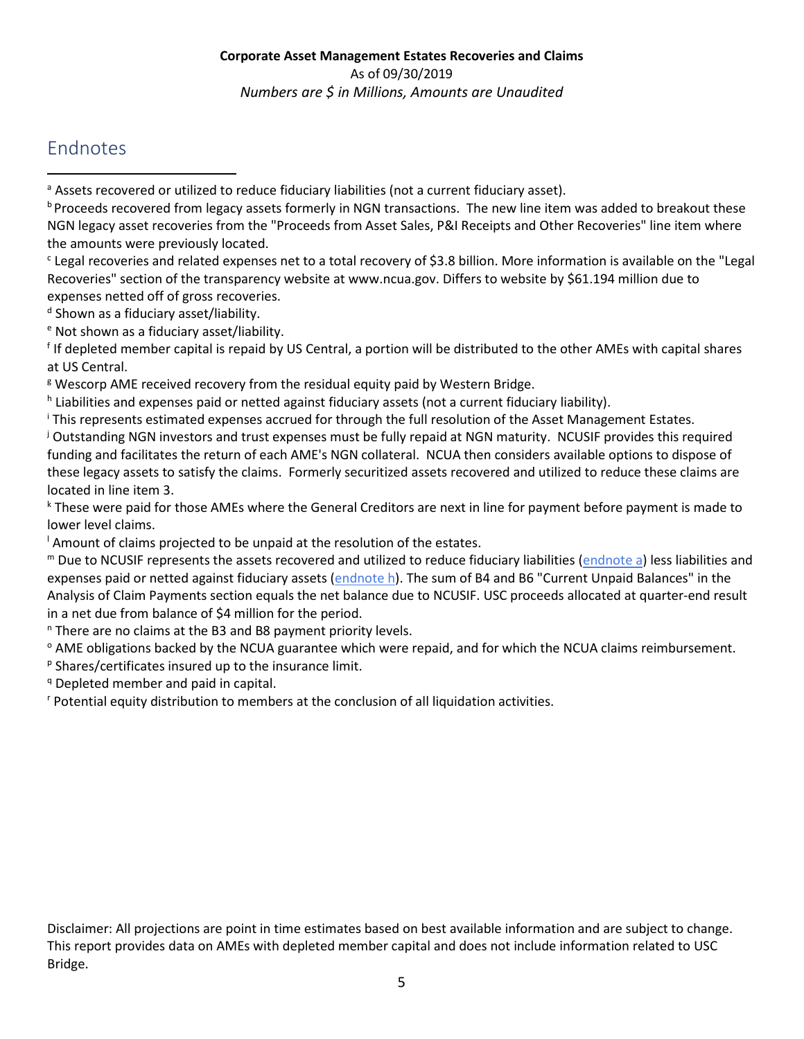**Corporate Asset Management Estates Recoveries and Claims**

As of 09/30/2019

*Numbers are $ in Millions, Amounts are Unaudited*

# Endnotes

[a] Assets recovered or utilized to reduce fiduciary liabilities (not a current fiduciary asset).

[b] Proceeds recovered from legacy assets formerly in NGN transactions. The new line item was added to breakout these NGN legacy asset recoveries from the "Proceeds from Asset Sales, P&I Receipts and Other Recoveries" line item where the amounts were previously located.

[c] Legal recoveries and related expenses net to a total recovery of $3.8 billion. More information is available on the "Legal Recoveries" section of the transparency website at www.ncua.gov. Differs to website by $61.194 million due to expenses netted off of gross recoveries.

[d] Shown as a fiduciary asset/liability.

[e] Not shown as a fiduciary asset/liability.

[f] If depleted member capital is repaid by US Central, a portion will be distributed to the other AMEs with capital shares at US Central.

[g] Wescorp AME received recovery from the residual equity paid by Western Bridge.

[h] Liabilities and expenses paid or netted against fiduciary assets (not a current fiduciary liability).

[i] This represents estimated expenses accrued for through the full resolution of the Asset Management Estates.

[j] Outstanding NGN investors and trust expenses must be fully repaid at NGN maturity. NCUSIF provides this required funding and facilitates the return of each AME's NGN collateral. NCUA then considers available options to dispose of these legacy assets to satisfy the claims. Formerly securitized assets recovered and utilized to reduce these claims are located in line item 3.

[k] These were paid for those AMEs where the General Creditors are next in line for payment before payment is made to lower level claims.

[l] Amount of claims projected to be unpaid at the resolution of the estates.

[m] Due to NCUSIF represents the assets recovered and utilized to reduce fiduciary liabilities (endnote a) less liabilities and expenses paid or netted against fiduciary assets (endnote h). The sum of B4 and B6 "Current Unpaid Balances" in the Analysis of Claim Payments section equals the net balance due to NCUSIF. USC proceeds allocated at quarter-end result in a net due from balance of $4 million for the period.

[n] There are no claims at the B3 and B8 payment priority levels.

[o] AME obligations backed by the NCUA guarantee which were repaid, and for which the NCUA claims reimbursement.

[p] Shares/certificates insured up to the insurance limit.

[q] Depleted member and paid in capital.

[r] Potential equity distribution to members at the conclusion of all liquidation activities.

Disclaimer: All projections are point in time estimates based on best available information and are subject to change. This report provides data on AMEs with depleted member capital and does not include information related to USC Bridge.